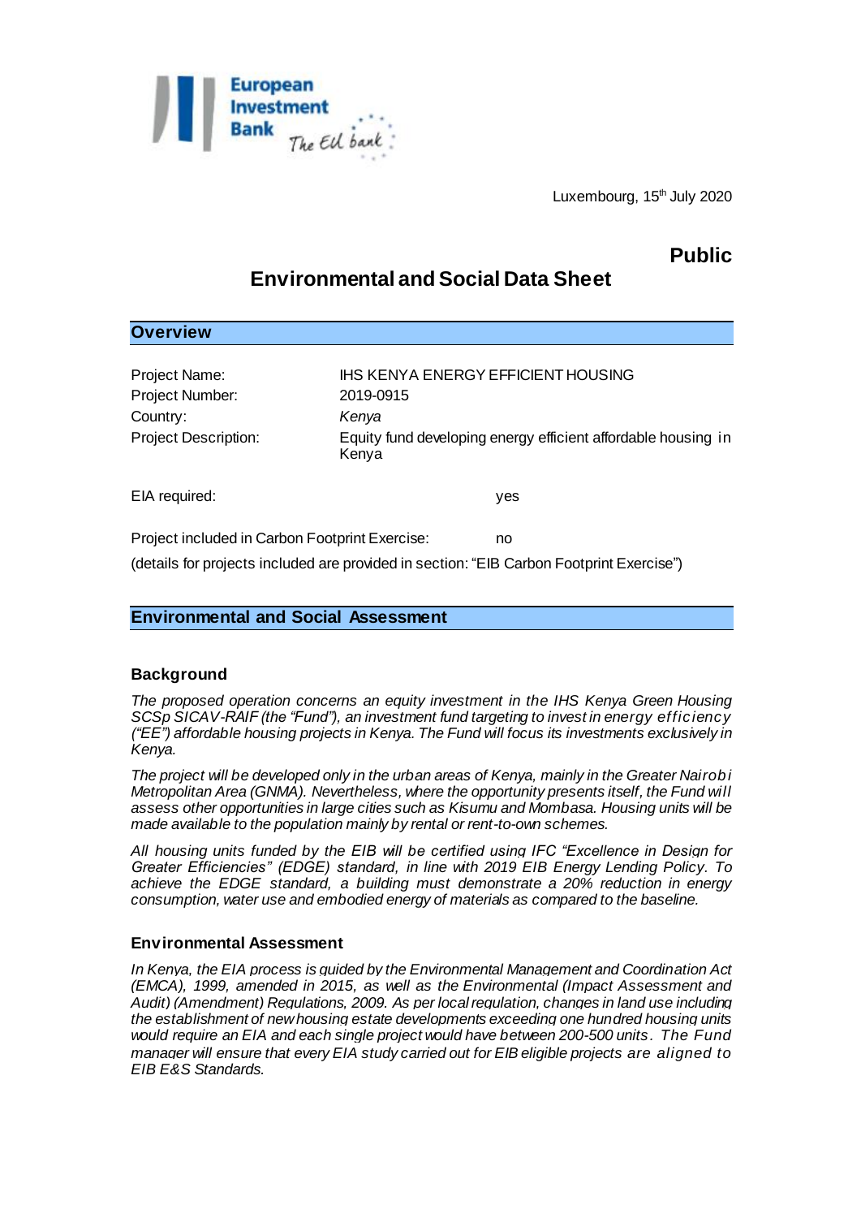Luxembourg, 15th July 2020

**Public**

# Environmental and Social Data Sheet

## Overview

| | |
|---|---|
| Project Name: | IHS KENYA ENERGY EFFICIENT HOUSING |
| Project Number: | 2019-0915 |
| Country: | *Kenya* |
| Project Description: | Equity fund developing energy efficient affordable housing in Kenya |

EIA required: yes

Project included in Carbon Footprint Exercise: no

(details for projects included are provided in section: "EIB Carbon Footprint Exercise")

## Environmental and Social Assessment

### Background

*The proposed operation concerns an equity investment in the IHS Kenya Green Housing SCSp SICAV-RAIF (the "Fund"), an investment fund targeting to invest in energy efficiency ("EE") affordable housing projects in Kenya. The Fund will focus its investments exclusively in Kenya.*

*The project will be developed only in the urban areas of Kenya, mainly in the Greater Nairobi Metropolitan Area (GNMA). Nevertheless, where the opportunity presents itself, the Fund will assess other opportunities in large cities such as Kisumu and Mombasa. Housing units will be made available to the population mainly by rental or rent-to-own schemes.*

*All housing units funded by the EIB will be certified using IFC "Excellence in Design for Greater Efficiencies" (EDGE) standard, in line with 2019 EIB Energy Lending Policy. To achieve the EDGE standard, a building must demonstrate a 20% reduction in energy consumption, water use and embodied energy of materials as compared to the baseline.*

### Environmental Assessment

*In Kenya, the EIA process is guided by the Environmental Management and Coordination Act (EMCA), 1999, amended in 2015, as well as the Environmental (Impact Assessment and Audit) (Amendment) Regulations, 2009. As per local regulation, changes in land use including the establishment of new housing estate developments exceeding one hundred housing units would require an EIA and each single project would have between 200-500 units. The Fund manager will ensure that every EIA study carried out for EIB eligible projects are aligned to EIB E&S Standards.*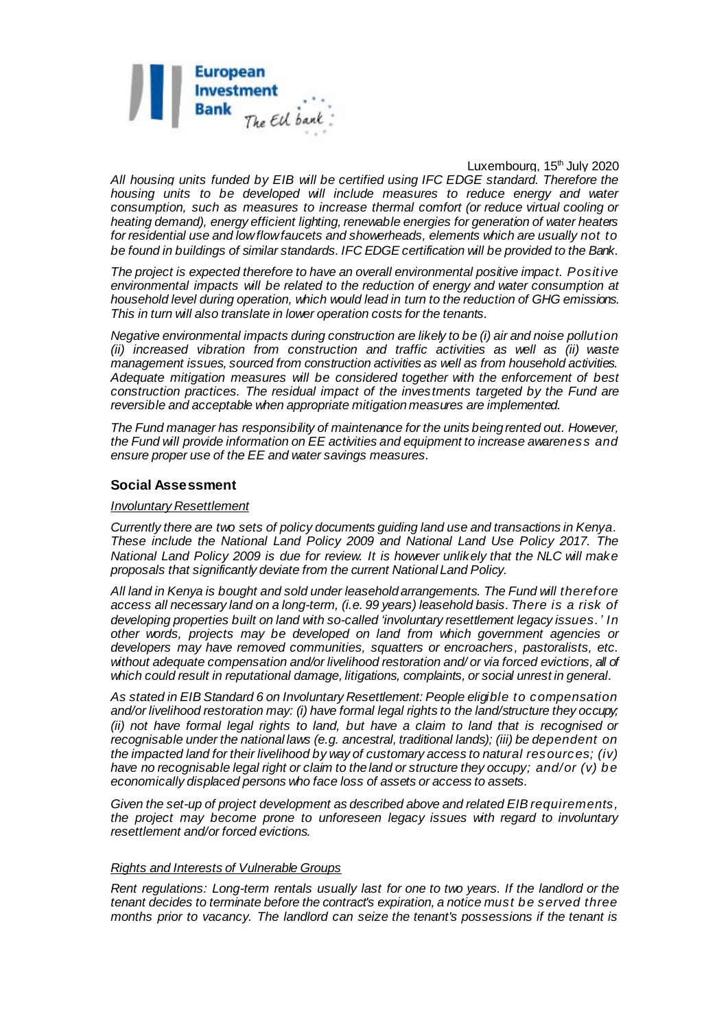*All housing units funded by EIB will be certified using IFC EDGE standard. Therefore the housing units to be developed will include measures to reduce energy and water consumption, such as measures to increase thermal comfort (or reduce virtual cooling or heating demand), energy efficient lighting, renewable energies for generation of water heaters for residential use and low flow faucets and showerheads, elements which are usually not to be found in buildings of similar standards. IFC EDGE certification will be provided to the Bank.*

*The project is expected therefore to have an overall environmental positive impact. Positive environmental impacts will be related to the reduction of energy and water consumption at household level during operation, which would lead in turn to the reduction of GHG emissions. This in turn will also translate in lower operation costs for the tenants.*

*Negative environmental impacts during construction are likely to be (i) air and noise pollution (ii) increased vibration from construction and traffic activities as well as (ii) waste management issues, sourced from construction activities as well as from household activities. Adequate mitigation measures will be considered together with the enforcement of best construction practices. The residual impact of the investments targeted by the Fund are reversible and acceptable when appropriate mitigation measures are implemented.*

*The Fund manager has responsibility of maintenance for the units being rented out. However, the Fund will provide information on EE activities and equipment to increase awareness and ensure proper use of the EE and water savings measures.*

### Social Assessment

*Involuntary Resettlement*

*Currently there are two sets of policy documents guiding land use and transactions in Kenya. These include the National Land Policy 2009 and National Land Use Policy 2017. The National Land Policy 2009 is due for review. It is however unlikely that the NLC will make proposals that significantly deviate from the current National Land Policy.*

*All land in Kenya is bought and sold under leasehold arrangements. The Fund will therefore access all necessary land on a long-term, (i.e. 99 years) leasehold basis. There is a risk of developing properties built on land with so-called 'involuntary resettlement legacy issues.' In other words, projects may be developed on land from which government agencies or developers may have removed communities, squatters or encroachers, pastoralists, etc. without adequate compensation and/or livelihood restoration and/ or via forced evictions, all of which could result in reputational damage, litigations, complaints, or social unrest in general.*

*As stated in EIB Standard 6 on Involuntary Resettlement: People eligible to compensation and/or livelihood restoration may: (i) have formal legal rights to the land/structure they occupy; (ii) not have formal legal rights to land, but have a claim to land that is recognised or recognisable under the national laws (e.g. ancestral, traditional lands); (iii) be dependent on the impacted land for their livelihood by way of customary access to natural resources; (iv) have no recognisable legal right or claim to the land or structure they occupy; and/or (v) be economically displaced persons who face loss of assets or access to assets.*

*Given the set-up of project development as described above and related EIB requirements, the project may become prone to unforeseen legacy issues with regard to involuntary resettlement and/or forced evictions.*

*Rights and Interests of Vulnerable Groups*

*Rent regulations: Long-term rentals usually last for one to two years. If the landlord or the tenant decides to terminate before the contract's expiration, a notice must be served three months prior to vacancy. The landlord can seize the tenant's possessions if the tenant is*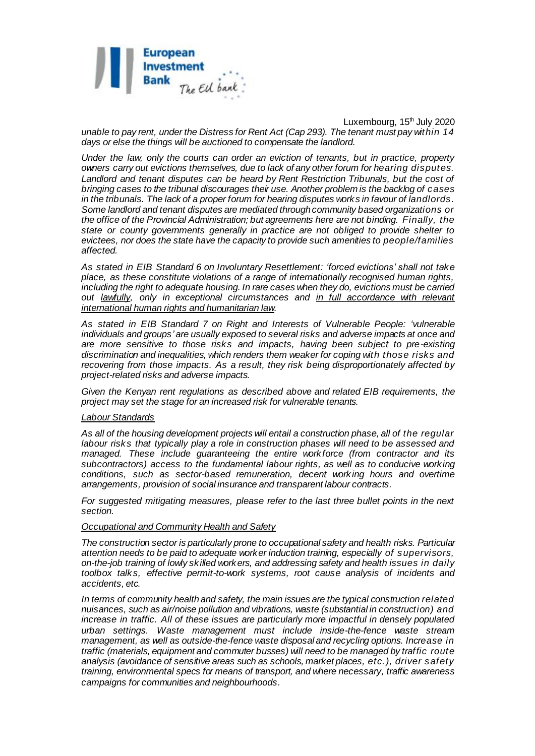*unable to pay rent, under the Distress for Rent Act (Cap 293). The tenant must pay within 14 days or else the things will be auctioned to compensate the landlord.*

*Under the law, only the courts can order an eviction of tenants, but in practice, property owners carry out evictions themselves, due to lack of any other forum for hearing disputes. Landlord and tenant disputes can be heard by Rent Restriction Tribunals, but the cost of bringing cases to the tribunal discourages their use. Another problem is the backlog of cases in the tribunals. The lack of a proper forum for hearing disputes works in favour of landlords. Some landlord and tenant disputes are mediated through community based organizations or the office of the Provincial Administration; but agreements here are not binding. Finally, the state or county governments generally in practice are not obliged to provide shelter to evictees, nor does the state have the capacity to provide such amenities to people/families affected.*

*As stated in EIB Standard 6 on Involuntary Resettlement: 'forced evictions' shall not take place, as these constitute violations of a range of internationally recognised human rights, including the right to adequate housing. In rare cases when they do, evictions must be carried out <u>lawfully</u>, only in exceptional circumstances and <u>in full accordance with relevant international human rights and humanitarian law</u>.*

*As stated in EIB Standard 7 on Right and Interests of Vulnerable People: 'vulnerable individuals and groups' are usually exposed to several risks and adverse impacts at once and are more sensitive to those risks and impacts, having been subject to pre-existing discrimination and inequalities, which renders them weaker for coping with those risks and recovering from those impacts. As a result, they risk being disproportionately affected by project-related risks and adverse impacts.*

*Given the Kenyan rent regulations as described above and related EIB requirements, the project may set the stage for an increased risk for vulnerable tenants.*

*<u>Labour Standards</u>*

*As all of the housing development projects will entail a construction phase, all of the regular labour risks that typically play a role in construction phases will need to be assessed and managed. These include guaranteeing the entire workforce (from contractor and its subcontractors) access to the fundamental labour rights, as well as to conducive working conditions, such as sector-based remuneration, decent working hours and overtime arrangements, provision of social insurance and transparent labour contracts.*

*For suggested mitigating measures, please refer to the last three bullet points in the next section.*

*<u>Occupational and Community Health and Safety</u>*

*The construction sector is particularly prone to occupational safety and health risks. Particular attention needs to be paid to adequate worker induction training, especially of supervisors, on-the-job training of lowly skilled workers, and addressing safety and health issues in daily toolbox talks, effective permit-to-work systems, root cause analysis of incidents and accidents, etc.*

*In terms of community health and safety, the main issues are the typical construction related nuisances, such as air/noise pollution and vibrations, waste (substantial in construction) and increase in traffic. All of these issues are particularly more impactful in densely populated urban settings. Waste management must include inside-the-fence waste stream management, as well as outside-the-fence waste disposal and recycling options. Increase in traffic (materials, equipment and commuter busses) will need to be managed by traffic route analysis (avoidance of sensitive areas such as schools, market places, etc.), driver safety training, environmental specs for means of transport, and where necessary, traffic awareness campaigns for communities and neighbourhoods.*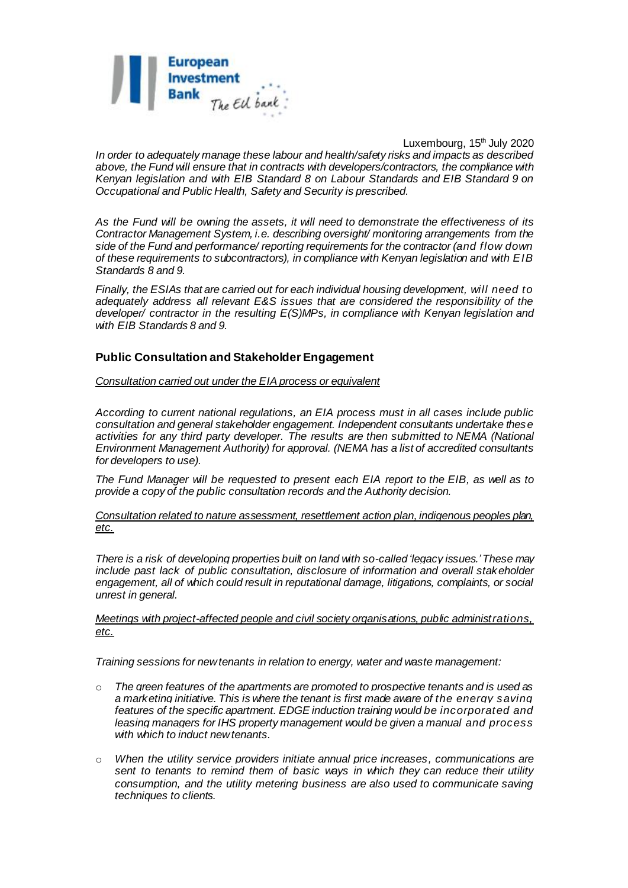*In order to adequately manage these labour and health/safety risks and impacts as described above, the Fund will ensure that in contracts with developers/contractors, the compliance with Kenyan legislation and with EIB Standard 8 on Labour Standards and EIB Standard 9 on Occupational and Public Health, Safety and Security is prescribed.*

*As the Fund will be owning the assets, it will need to demonstrate the effectiveness of its Contractor Management System, i.e. describing oversight/ monitoring arrangements from the side of the Fund and performance/ reporting requirements for the contractor (and flow down of these requirements to subcontractors), in compliance with Kenyan legislation and with EIB Standards 8 and 9.*

*Finally, the ESIAs that are carried out for each individual housing development, will need to adequately address all relevant E&S issues that are considered the responsibility of the developer/ contractor in the resulting E(S)MPs, in compliance with Kenyan legislation and with EIB Standards 8 and 9.*

### Public Consultation and Stakeholder Engagement

*Consultation carried out under the EIA process or equivalent*

*According to current national regulations, an EIA process must in all cases include public consultation and general stakeholder engagement. Independent consultants undertake these activities for any third party developer. The results are then submitted to NEMA (National Environment Management Authority) for approval. (NEMA has a list of accredited consultants for developers to use).*

*The Fund Manager will be requested to present each EIA report to the EIB, as well as to provide a copy of the public consultation records and the Authority decision.*

*Consultation related to nature assessment, resettlement action plan, indigenous peoples plan, etc.*

*There is a risk of developing properties built on land with so-called 'legacy issues.' These may include past lack of public consultation, disclosure of information and overall stakeholder engagement, all of which could result in reputational damage, litigations, complaints, or social unrest in general.*

*Meetings with project-affected people and civil society organisations, public administrations, etc.*

*Training sessions for new tenants in relation to energy, water and waste management:*

- *The green features of the apartments are promoted to prospective tenants and is used as a marketing initiative. This is where the tenant is first made aware of the energy saving features of the specific apartment. EDGE induction training would be incorporated and leasing managers for IHS property management would be given a manual and process with which to induct new tenants.*
- *When the utility service providers initiate annual price increases, communications are sent to tenants to remind them of basic ways in which they can reduce their utility consumption, and the utility metering business are also used to communicate saving techniques to clients.*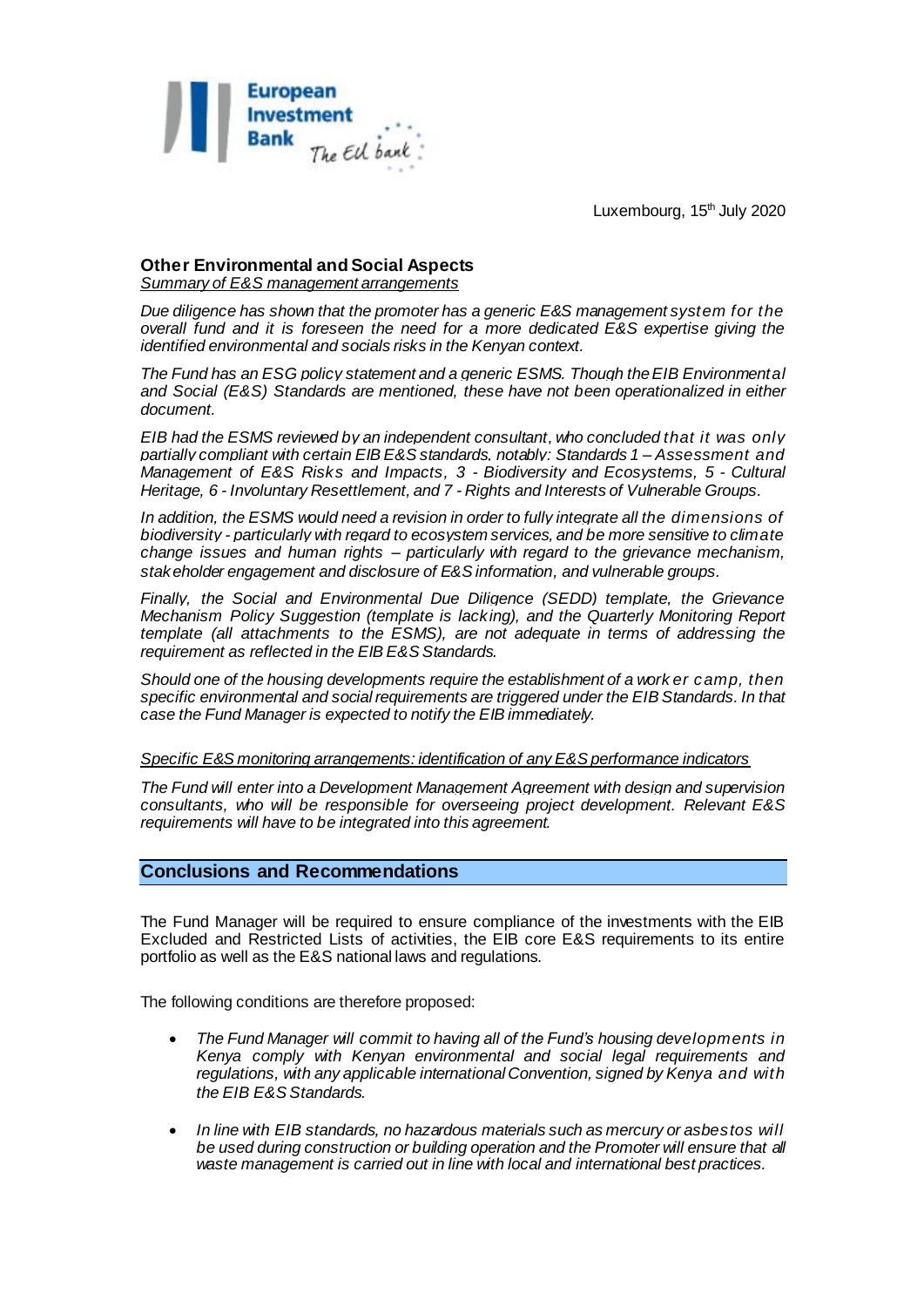Luxembourg, 15th July 2020

### Other Environmental and Social Aspects

Summary of E&S management arrangements

*Due diligence has shown that the promoter has a generic E&S management system for the overall fund and it is foreseen the need for a more dedicated E&S expertise giving the identified environmental and socials risks in the Kenyan context.*

*The Fund has an ESG policy statement and a generic ESMS. Though the EIB Environmental and Social (E&S) Standards are mentioned, these have not been operationalized in either document.*

*EIB had the ESMS reviewed by an independent consultant, who concluded that it was only partially compliant with certain EIB E&S standards, notably: Standards 1 – Assessment and Management of E&S Risks and Impacts, 3 - Biodiversity and Ecosystems, 5 - Cultural Heritage, 6 - Involuntary Resettlement, and 7 - Rights and Interests of Vulnerable Groups.*

*In addition, the ESMS would need a revision in order to fully integrate all the dimensions of biodiversity - particularly with regard to ecosystem services, and be more sensitive to climate change issues and human rights – particularly with regard to the grievance mechanism, stakeholder engagement and disclosure of E&S information, and vulnerable groups.*

*Finally, the Social and Environmental Due Diligence (SEDD) template, the Grievance Mechanism Policy Suggestion (template is lacking), and the Quarterly Monitoring Report template (all attachments to the ESMS), are not adequate in terms of addressing the requirement as reflected in the EIB E&S Standards.*

*Should one of the housing developments require the establishment of a worker camp, then specific environmental and social requirements are triggered under the EIB Standards. In that case the Fund Manager is expected to notify the EIB immediately.*

Specific E&S monitoring arrangements: identification of any E&S performance indicators

*The Fund will enter into a Development Management Agreement with design and supervision consultants, who will be responsible for overseeing project development. Relevant E&S requirements will have to be integrated into this agreement.*

## Conclusions and Recommendations

The Fund Manager will be required to ensure compliance of the investments with the EIB Excluded and Restricted Lists of activities, the EIB core E&S requirements to its entire portfolio as well as the E&S national laws and regulations.

The following conditions are therefore proposed:

- *The Fund Manager will commit to having all of the Fund's housing developments in Kenya comply with Kenyan environmental and social legal requirements and regulations, with any applicable international Convention, signed by Kenya and with the EIB E&S Standards.*
- *In line with EIB standards, no hazardous materials such as mercury or asbestos will be used during construction or building operation and the Promoter will ensure that all waste management is carried out in line with local and international best practices.*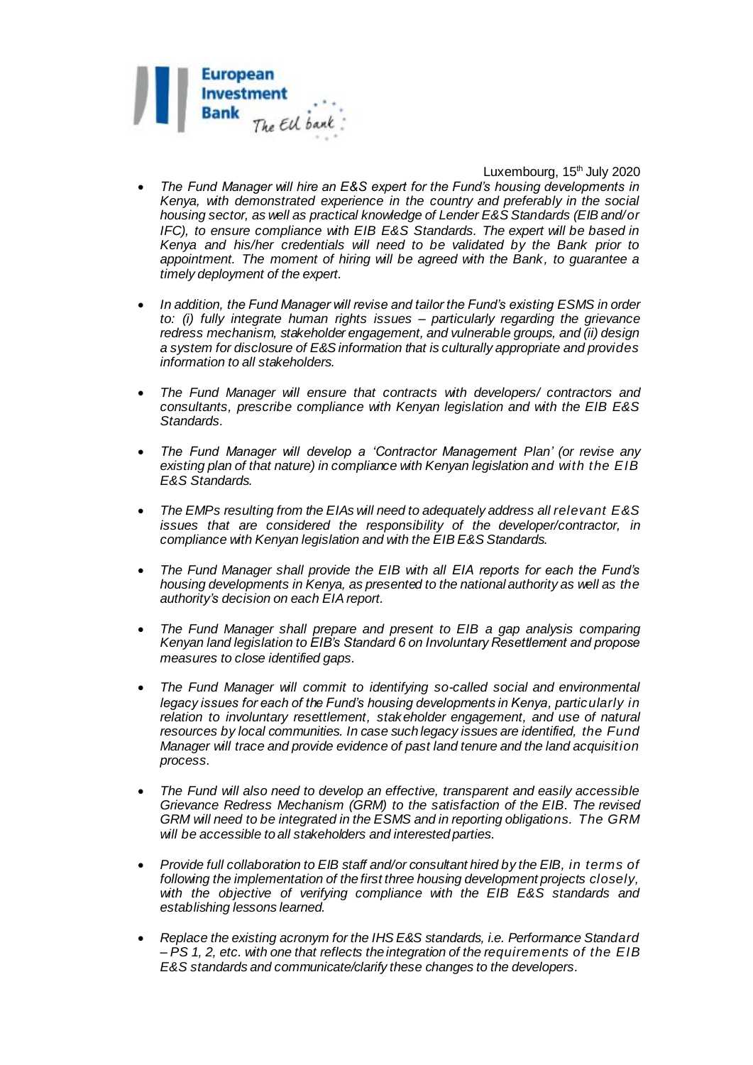Luxembourg, 15th July 2020

- *The Fund Manager will hire an E&S expert for the Fund's housing developments in Kenya, with demonstrated experience in the country and preferably in the social housing sector, as well as practical knowledge of Lender E&S Standards (EIB and/or IFC), to ensure compliance with EIB E&S Standards. The expert will be based in Kenya and his/her credentials will need to be validated by the Bank prior to appointment. The moment of hiring will be agreed with the Bank, to guarantee a timely deployment of the expert.*

- *In addition, the Fund Manager will revise and tailor the Fund's existing ESMS in order to: (i) fully integrate human rights issues – particularly regarding the grievance redress mechanism, stakeholder engagement, and vulnerable groups, and (ii) design a system for disclosure of E&S information that is culturally appropriate and provides information to all stakeholders.*

- *The Fund Manager will ensure that contracts with developers/ contractors and consultants, prescribe compliance with Kenyan legislation and with the EIB E&S Standards.*

- *The Fund Manager will develop a 'Contractor Management Plan' (or revise any existing plan of that nature) in compliance with Kenyan legislation and with the EIB E&S Standards.*

- *The EMPs resulting from the EIAs will need to adequately address all relevant E&S issues that are considered the responsibility of the developer/contractor, in compliance with Kenyan legislation and with the EIB E&S Standards.*

- *The Fund Manager shall provide the EIB with all EIA reports for each the Fund's housing developments in Kenya, as presented to the national authority as well as the authority's decision on each EIA report.*

- *The Fund Manager shall prepare and present to EIB a gap analysis comparing Kenyan land legislation to EIB's Standard 6 on Involuntary Resettlement and propose measures to close identified gaps.*

- *The Fund Manager will commit to identifying so-called social and environmental legacy issues for each of the Fund's housing developments in Kenya, particularly in relation to involuntary resettlement, stakeholder engagement, and use of natural resources by local communities. In case such legacy issues are identified, the Fund Manager will trace and provide evidence of past land tenure and the land acquisition process.*

- *The Fund will also need to develop an effective, transparent and easily accessible Grievance Redress Mechanism (GRM) to the satisfaction of the EIB. The revised GRM will need to be integrated in the ESMS and in reporting obligations. The GRM will be accessible to all stakeholders and interested parties.*

- *Provide full collaboration to EIB staff and/or consultant hired by the EIB, in terms of following the implementation of the first three housing development projects closely, with the objective of verifying compliance with the EIB E&S standards and establishing lessons learned.*

- *Replace the existing acronym for the IHS E&S standards, i.e. Performance Standard – PS 1, 2, etc. with one that reflects the integration of the requirements of the EIB E&S standards and communicate/clarify these changes to the developers.*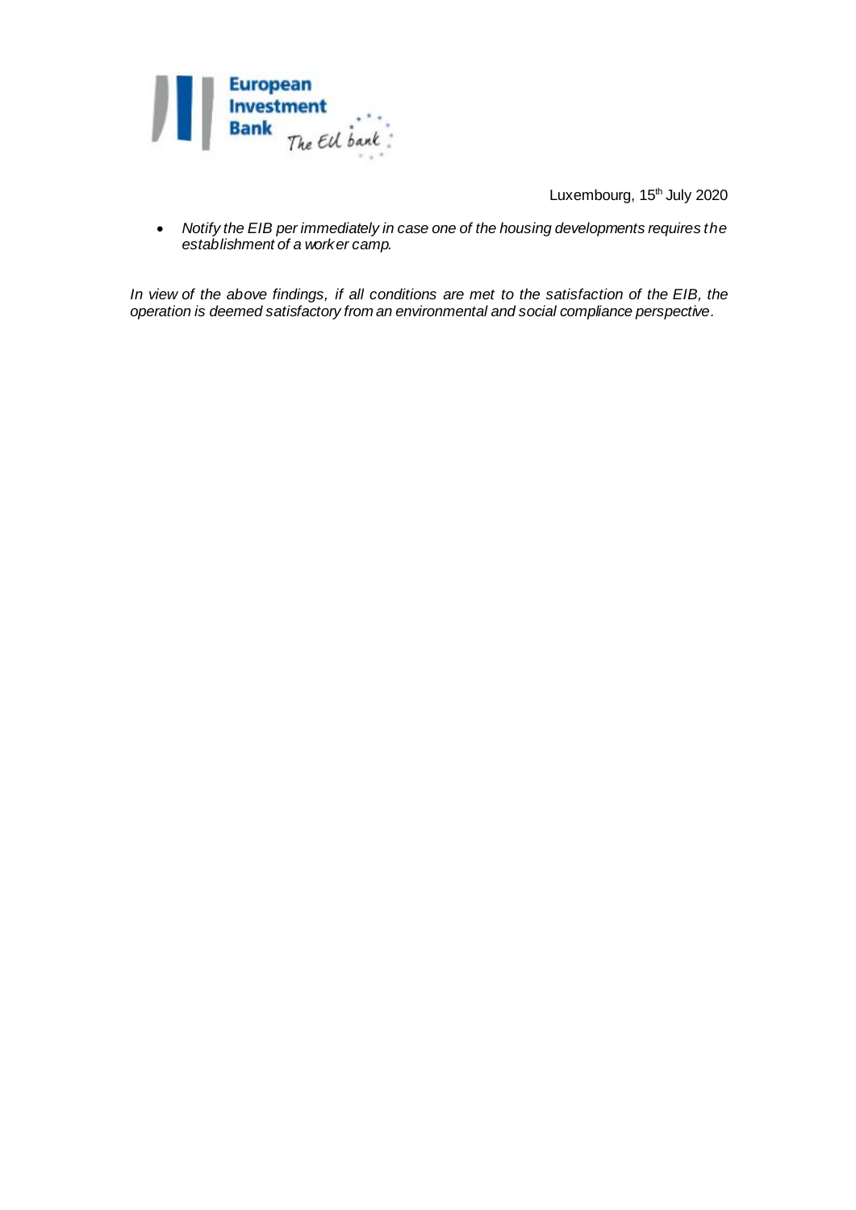- *Notify the EIB per immediately in case one of the housing developments requires the establishment of a worker camp.*

*In view of the above findings, if all conditions are met to the satisfaction of the EIB, the operation is deemed satisfactory from an environmental and social compliance perspective.*